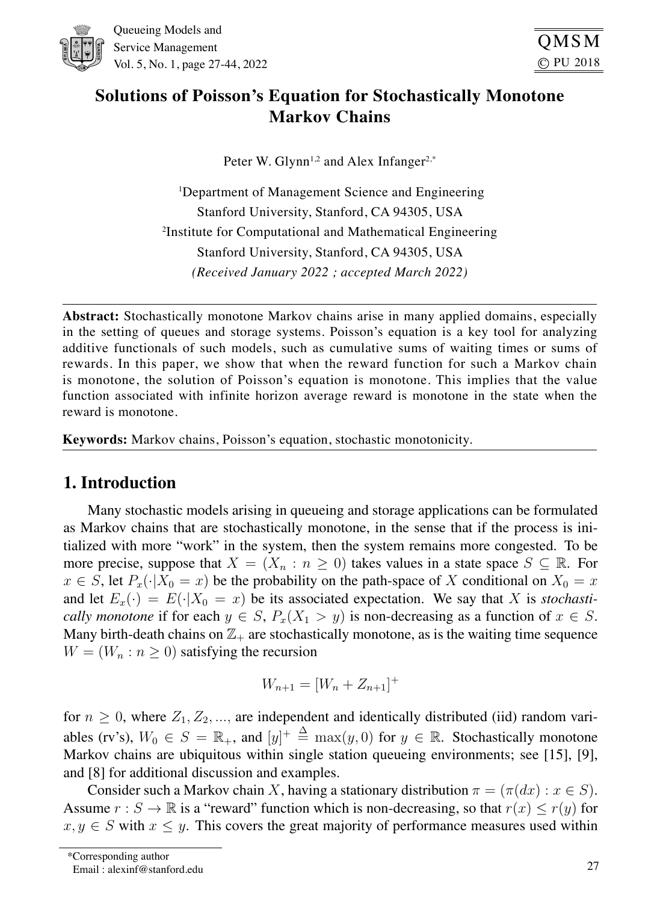# Solutions of Poisson's Equation for Stochastically Monotone Markov Chains

Peter W. Glynn[1,2] and Alex Infanger[2,*]

[1]Department of Management Science and Engineering
Stanford University, Stanford, CA 94305, USA
[2]Institute for Computational and Mathematical Engineering
Stanford University, Stanford, CA 94305, USA
*(Received January 2022 ; accepted March 2022)*

---

**Abstract:** Stochastically monotone Markov chains arise in many applied domains, especially in the setting of queues and storage systems. Poisson's equation is a key tool for analyzing additive functionals of such models, such as cumulative sums of waiting times or sums of rewards. In this paper, we show that when the reward function for such a Markov chain is monotone, the solution of Poisson's equation is monotone. This implies that the value function associated with infinite horizon average reward is monotone in the state when the reward is monotone.

**Keywords:** Markov chains, Poisson's equation, stochastic monotonicity.

---

## 1. Introduction

Many stochastic models arising in queueing and storage applications can be formulated as Markov chains that are stochastically monotone, in the sense that if the process is initialized with more "work" in the system, then the system remains more congested. To be more precise, suppose that $X = (X_n : n \geq 0)$ takes values in a state space $S \subseteq \mathbb{R}$. For $x \in S$, let $P_x(\cdot|X_0 = x)$ be the probability on the path-space of $X$ conditional on $X_0 = x$ and let $E_x(\cdot) = E(\cdot|X_0 = x)$ be its associated expectation. We say that $X$ is *stochastically monotone* if for each $y \in S$, $P_x(X_1 > y)$ is non-decreasing as a function of $x \in S$. Many birth-death chains on $\mathbb{Z}_+$ are stochastically monotone, as is the waiting time sequence $W = (W_n : n \geq 0)$ satisfying the recursion

$$W_{n+1} = [W_n + Z_{n+1}]^+$$

for $n \geq 0$, where $Z_1, Z_2, ...,$ are independent and identically distributed (iid) random variables (rv's), $W_0 \in S = \mathbb{R}_+$, and $[y]^+ \triangleq \max(y, 0)$ for $y \in \mathbb{R}$. Stochastically monotone Markov chains are ubiquitous within single station queueing environments; see [15], [9], and [8] for additional discussion and examples.

Consider such a Markov chain $X$, having a stationary distribution $\pi = (\pi(dx) : x \in S)$. Assume $r : S \to \mathbb{R}$ is a "reward" function which is non-decreasing, so that $r(x) \leq r(y)$ for $x, y \in S$ with $x \leq y$. This covers the great majority of performance measures used within

*Corresponding author
Email : alexinf@stanford.edu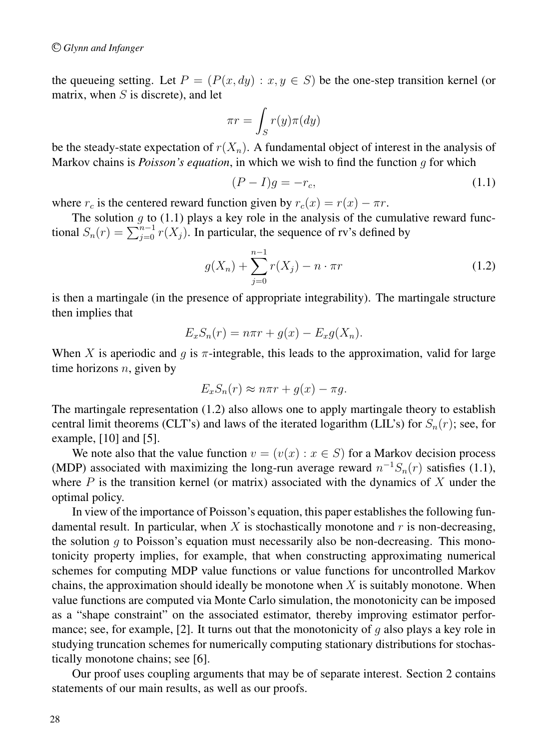the queueing setting. Let $P = (P(x, dy) : x, y \in S)$ be the one-step transition kernel (or matrix, when $S$ is discrete), and let

$$\pi r = \int_S r(y)\pi(dy)$$

be the steady-state expectation of $r(X_n)$. A fundamental object of interest in the analysis of Markov chains is ***Poisson's equation***, in which we wish to find the function $g$ for which

$$(P - I)g = -r_c, \tag{1.1}$$

where $r_c$ is the centered reward function given by $r_c(x) = r(x) - \pi r$.

The solution $g$ to (1.1) plays a key role in the analysis of the cumulative reward functional $S_n(r) = \sum_{j=0}^{n-1} r(X_j)$. In particular, the sequence of rv's defined by

$$g(X_n) + \sum_{j=0}^{n-1} r(X_j) - n \cdot \pi r \tag{1.2}$$

is then a martingale (in the presence of appropriate integrability). The martingale structure then implies that

$$E_x S_n(r) = n\pi r + g(x) - E_x g(X_n).$$

When $X$ is aperiodic and $g$ is $\pi$-integrable, this leads to the approximation, valid for large time horizons $n$, given by

$$E_x S_n(r) \approx n\pi r + g(x) - \pi g.$$

The martingale representation (1.2) also allows one to apply martingale theory to establish central limit theorems (CLT's) and laws of the iterated logarithm (LIL's) for $S_n(r)$; see, for example, [10] and [5].

We note also that the value function $v = (v(x) : x \in S)$ for a Markov decision process (MDP) associated with maximizing the long-run average reward $n^{-1}S_n(r)$ satisfies (1.1), where $P$ is the transition kernel (or matrix) associated with the dynamics of $X$ under the optimal policy.

In view of the importance of Poisson's equation, this paper establishes the following fundamental result. In particular, when $X$ is stochastically monotone and $r$ is non-decreasing, the solution $g$ to Poisson's equation must necessarily also be non-decreasing. This monotonicity property implies, for example, that when constructing approximating numerical schemes for computing MDP value functions or value functions for uncontrolled Markov chains, the approximation should ideally be monotone when $X$ is suitably monotone. When value functions are computed via Monte Carlo simulation, the monotonicity can be imposed as a "shape constraint" on the associated estimator, thereby improving estimator performance; see, for example, [2]. It turns out that the monotonicity of $g$ also plays a key role in studying truncation schemes for numerically computing stationary distributions for stochastically monotone chains; see [6].

Our proof uses coupling arguments that may be of separate interest. Section 2 contains statements of our main results, as well as our proofs.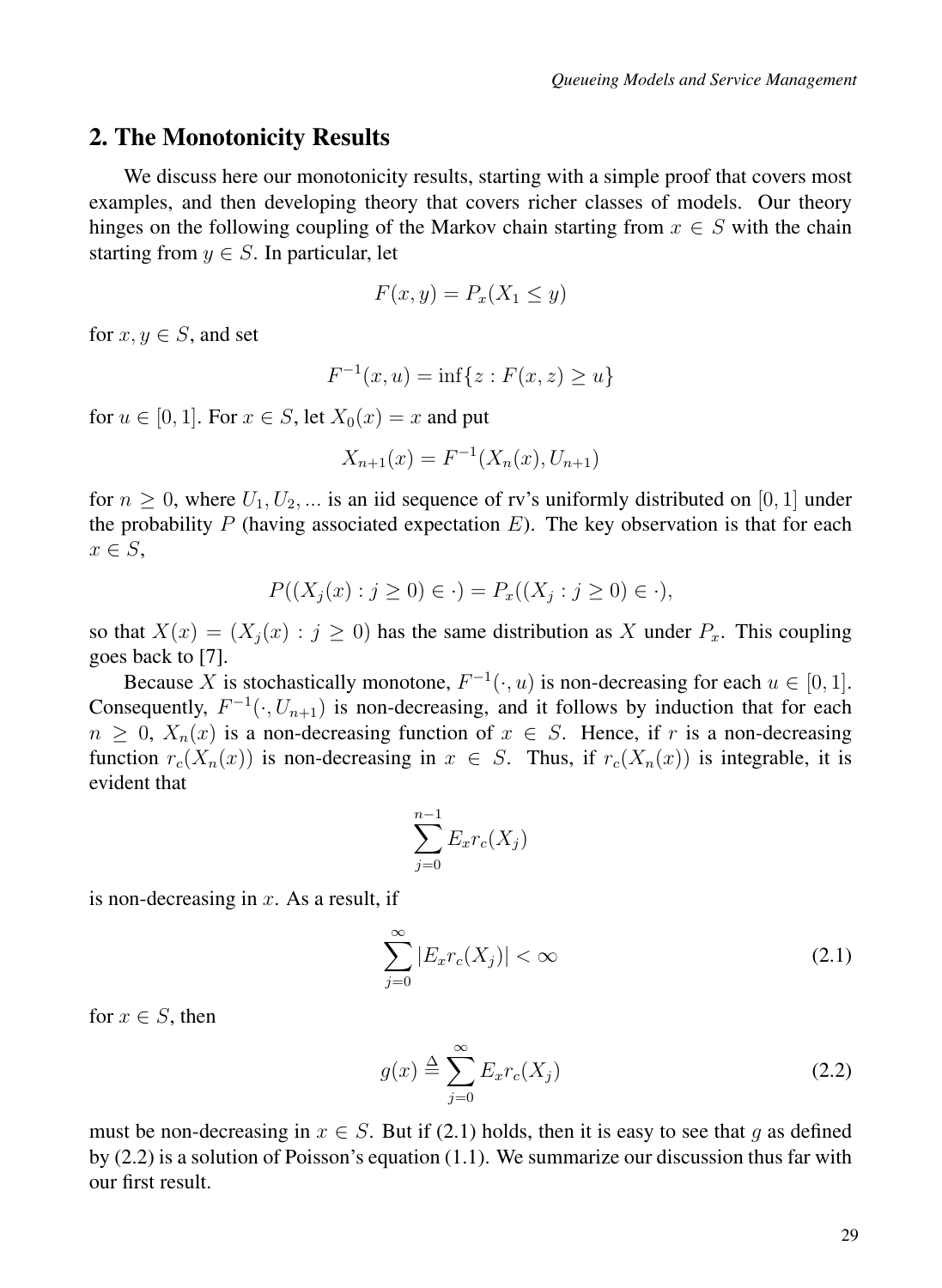## 2. The Monotonicity Results

We discuss here our monotonicity results, starting with a simple proof that covers most examples, and then developing theory that covers richer classes of models. Our theory hinges on the following coupling of the Markov chain starting from $x \in S$ with the chain starting from $y \in S$. In particular, let

$$F(x, y) = P_x(X_1 \leq y)$$

for $x, y \in S$, and set

$$F^{-1}(x, u) = \inf\{z : F(x, z) \geq u\}$$

for $u \in [0, 1]$. For $x \in S$, let $X_0(x) = x$ and put

$$X_{n+1}(x) = F^{-1}(X_n(x), U_{n+1})$$

for $n \geq 0$, where $U_1, U_2, ...$ is an iid sequence of rv's uniformly distributed on $[0, 1]$ under the probability $P$ (having associated expectation $E$). The key observation is that for each $x \in S$,

$$P((X_j(x) : j \geq 0) \in \cdot) = P_x((X_j : j \geq 0) \in \cdot),$$

so that $X(x) = (X_j(x) : j \geq 0)$ has the same distribution as $X$ under $P_x$. This coupling goes back to [7].

Because $X$ is stochastically monotone, $F^{-1}(\cdot, u)$ is non-decreasing for each $u \in [0, 1]$. Consequently, $F^{-1}(\cdot, U_{n+1})$ is non-decreasing, and it follows by induction that for each $n \geq 0$, $X_n(x)$ is a non-decreasing function of $x \in S$. Hence, if $r$ is a non-decreasing function $r_c(X_n(x))$ is non-decreasing in $x \in S$. Thus, if $r_c(X_n(x))$ is integrable, it is evident that

$$\sum_{j=0}^{n-1} E_x r_c(X_j)$$

is non-decreasing in $x$. As a result, if

$$\sum_{j=0}^{\infty} |E_x r_c(X_j)| < \infty \tag{2.1}$$

for $x \in S$, then

$$g(x) \triangleq \sum_{j=0}^{\infty} E_x r_c(X_j) \tag{2.2}$$

must be non-decreasing in $x \in S$. But if (2.1) holds, then it is easy to see that $g$ as defined by (2.2) is a solution of Poisson's equation (1.1). We summarize our discussion thus far with our first result.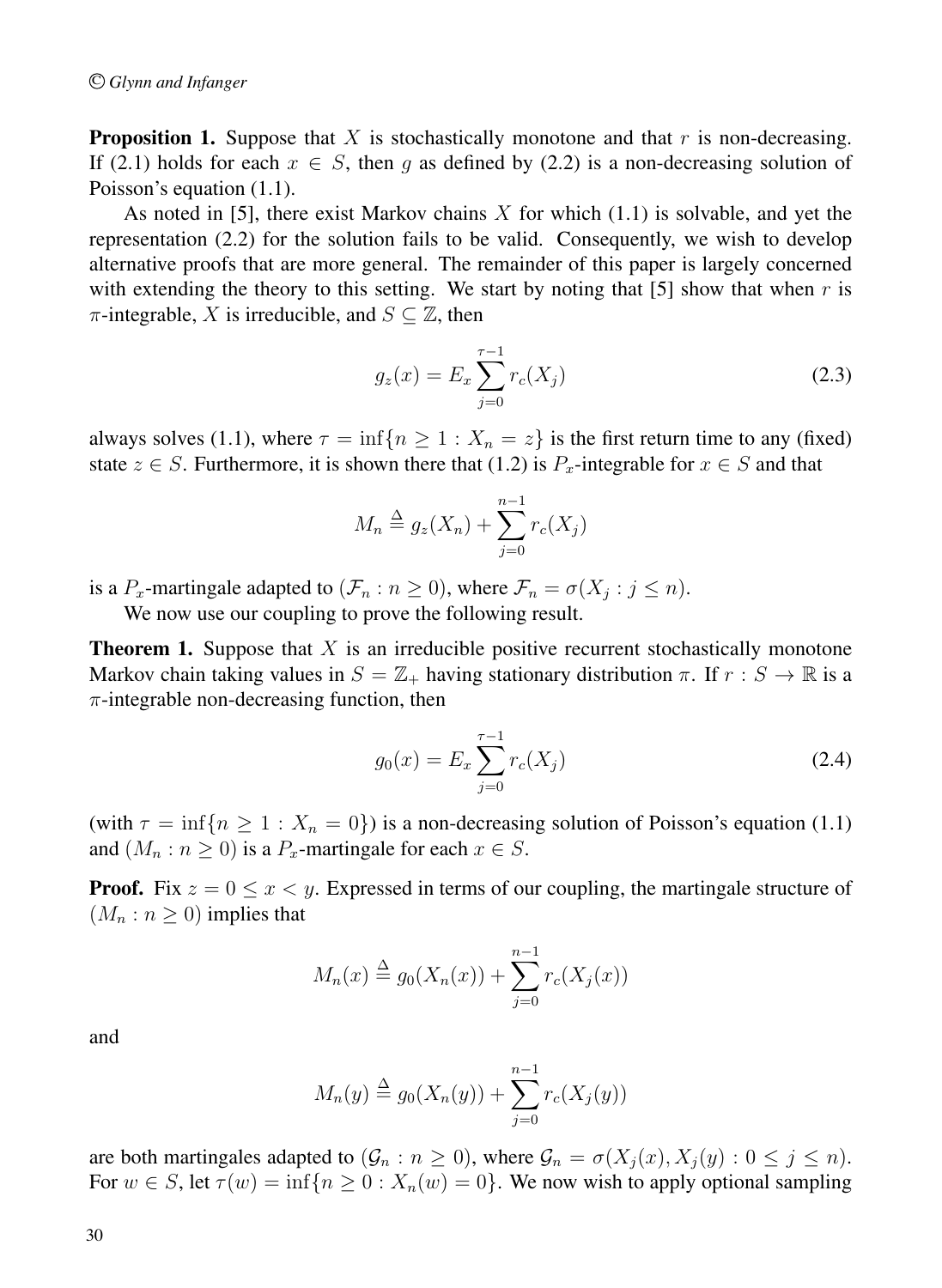**Proposition 1.** Suppose that $X$ is stochastically monotone and that $r$ is non-decreasing. If (2.1) holds for each $x \in S$, then $g$ as defined by (2.2) is a non-decreasing solution of Poisson's equation (1.1).

As noted in [5], there exist Markov chains $X$ for which (1.1) is solvable, and yet the representation (2.2) for the solution fails to be valid. Consequently, we wish to develop alternative proofs that are more general. The remainder of this paper is largely concerned with extending the theory to this setting. We start by noting that [5] show that when $r$ is $\pi$-integrable, $X$ is irreducible, and $S \subseteq \mathbb{Z}$, then

$$g_z(x) = E_x \sum_{j=0}^{\tau-1} r_c(X_j) \tag{2.3}$$

always solves (1.1), where $\tau = \inf\{n \geq 1 : X_n = z\}$ is the first return time to any (fixed) state $z \in S$. Furthermore, it is shown there that (1.2) is $P_x$-integrable for $x \in S$ and that

$$M_n \triangleq g_z(X_n) + \sum_{j=0}^{n-1} r_c(X_j)$$

is a $P_x$-martingale adapted to $(\mathcal{F}_n : n \geq 0)$, where $\mathcal{F}_n = \sigma(X_j : j \leq n)$.

We now use our coupling to prove the following result.

**Theorem 1.** Suppose that $X$ is an irreducible positive recurrent stochastically monotone Markov chain taking values in $S = \mathbb{Z}_+$ having stationary distribution $\pi$. If $r : S \to \mathbb{R}$ is a $\pi$-integrable non-decreasing function, then

$$g_0(x) = E_x \sum_{j=0}^{\tau-1} r_c(X_j) \tag{2.4}$$

(with $\tau = \inf\{n \geq 1 : X_n = 0\}$) is a non-decreasing solution of Poisson's equation (1.1) and $(M_n : n \geq 0)$ is a $P_x$-martingale for each $x \in S$.

**Proof.** Fix $z = 0 \leq x < y$. Expressed in terms of our coupling, the martingale structure of $(M_n : n \geq 0)$ implies that

$$M_n(x) \triangleq g_0(X_n(x)) + \sum_{j=0}^{n-1} r_c(X_j(x))$$

and

$$M_n(y) \triangleq g_0(X_n(y)) + \sum_{j=0}^{n-1} r_c(X_j(y))$$

are both martingales adapted to $(\mathcal{G}_n : n \geq 0)$, where $\mathcal{G}_n = \sigma(X_j(x), X_j(y) : 0 \leq j \leq n)$. For $w \in S$, let $\tau(w) = \inf\{n \geq 0 : X_n(w) = 0\}$. We now wish to apply optional sampling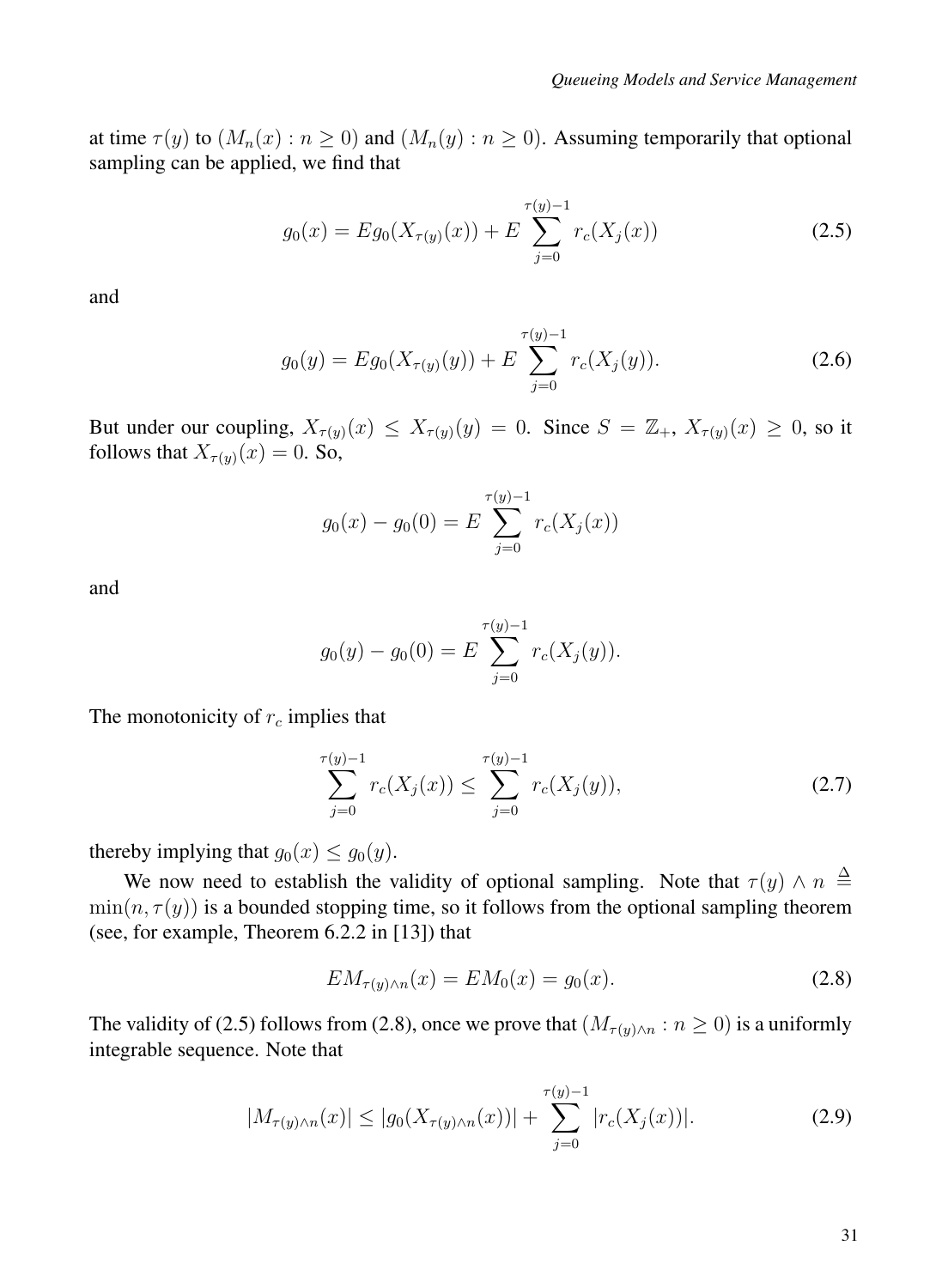at time $\tau(y)$ to $(M_n(x) : n \geq 0)$ and $(M_n(y) : n \geq 0)$. Assuming temporarily that optional sampling can be applied, we find that

$$g_0(x) = Eg_0(X_{\tau(y)}(x)) + E \sum_{j=0}^{\tau(y)-1} r_c(X_j(x)) \tag{2.5}$$

and

$$g_0(y) = Eg_0(X_{\tau(y)}(y)) + E \sum_{j=0}^{\tau(y)-1} r_c(X_j(y)). \tag{2.6}$$

But under our coupling, $X_{\tau(y)}(x) \leq X_{\tau(y)}(y) = 0$. Since $S = \mathbb{Z}_+$, $X_{\tau(y)}(x) \geq 0$, so it follows that $X_{\tau(y)}(x) = 0$. So,

$$g_0(x) - g_0(0) = E \sum_{j=0}^{\tau(y)-1} r_c(X_j(x))$$

and

$$g_0(y) - g_0(0) = E \sum_{j=0}^{\tau(y)-1} r_c(X_j(y)).$$

The monotonicity of $r_c$ implies that

$$\sum_{j=0}^{\tau(y)-1} r_c(X_j(x)) \leq \sum_{j=0}^{\tau(y)-1} r_c(X_j(y)), \tag{2.7}$$

thereby implying that $g_0(x) \leq g_0(y)$.

We now need to establish the validity of optional sampling. Note that $\tau(y) \wedge n \triangleq \min(n, \tau(y))$ is a bounded stopping time, so it follows from the optional sampling theorem (see, for example, Theorem 6.2.2 in [13]) that

$$EM_{\tau(y)\wedge n}(x) = EM_0(x) = g_0(x). \tag{2.8}$$

The validity of (2.5) follows from (2.8), once we prove that $(M_{\tau(y)\wedge n} : n \geq 0)$ is a uniformly integrable sequence. Note that

$$|M_{\tau(y)\wedge n}(x)| \leq |g_0(X_{\tau(y)\wedge n}(x))| + \sum_{j=0}^{\tau(y)-1} |r_c(X_j(x))|. \tag{2.9}$$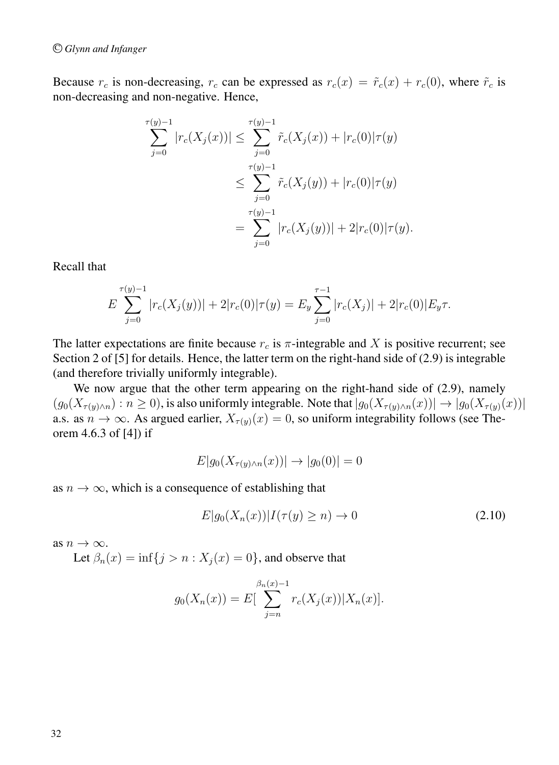Because $r_c$ is non-decreasing, $r_c$ can be expressed as $r_c(x) = \tilde{r}_c(x) + r_c(0)$, where $\tilde{r}_c$ is non-decreasing and non-negative. Hence,

$$
\begin{aligned}
\sum_{j=0}^{\tau(y)-1} |r_c(X_j(x))| &\leq \sum_{j=0}^{\tau(y)-1} \tilde{r}_c(X_j(x)) + |r_c(0)|\tau(y) \\
&\leq \sum_{j=0}^{\tau(y)-1} \tilde{r}_c(X_j(y)) + |r_c(0)|\tau(y) \\
&= \sum_{j=0}^{\tau(y)-1} |r_c(X_j(y))| + 2|r_c(0)|\tau(y).
\end{aligned}
$$

Recall that

$$
E \sum_{j=0}^{\tau(y)-1} |r_c(X_j(y))| + 2|r_c(0)|\tau(y) = E_y \sum_{j=0}^{\tau-1} |r_c(X_j)| + 2|r_c(0)|E_y\tau.
$$

The latter expectations are finite because $r_c$ is $\pi$-integrable and $X$ is positive recurrent; see Section 2 of [5] for details. Hence, the latter term on the right-hand side of (2.9) is integrable (and therefore trivially uniformly integrable).

We now argue that the other term appearing on the right-hand side of (2.9), namely $(g_0(X_{\tau(y)\wedge n}) : n \geq 0)$, is also uniformly integrable. Note that $|g_0(X_{\tau(y)\wedge n}(x))| \to |g_0(X_{\tau(y)}(x))|$ a.s. as $n \to \infty$. As argued earlier, $X_{\tau(y)}(x) = 0$, so uniform integrability follows (see Theorem 4.6.3 of [4]) if

$$
E|g_0(X_{\tau(y)\wedge n}(x))| \to |g_0(0)| = 0
$$

as $n \to \infty$, which is a consequence of establishing that

$$
E|g_0(X_n(x))|I(\tau(y) \geq n) \to 0 \tag{2.10}
$$

as $n \to \infty$.

Let $\beta_n(x) = \inf\{j > n : X_j(x) = 0\}$, and observe that

$$
g_0(X_n(x)) = E[\sum_{j=n}^{\beta_n(x)-1} r_c(X_j(x))|X_n(x)].
$$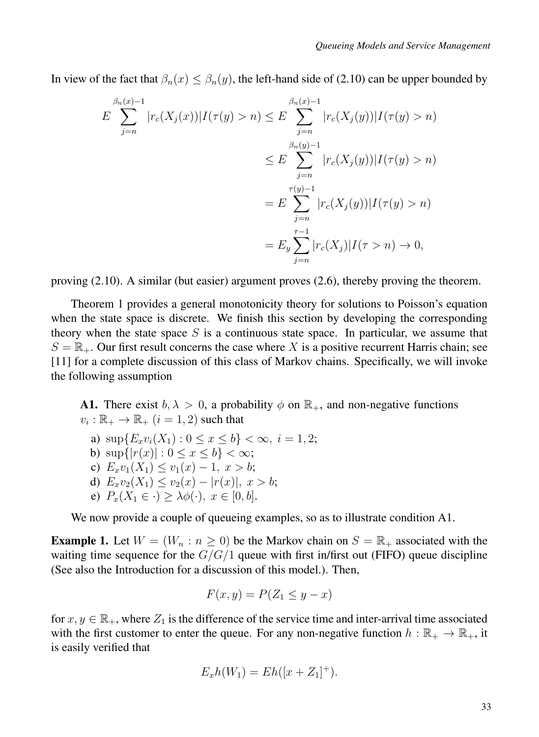In view of the fact that $\beta_n(x) \leq \beta_n(y)$, the left-hand side of (2.10) can be upper bounded by

$$
\begin{aligned}
E \sum_{j=n}^{\beta_n(x)-1} |r_c(X_j(x))| I(\tau(y) > n) &\leq E \sum_{j=n}^{\beta_n(x)-1} |r_c(X_j(y))| I(\tau(y) > n) \\
&\leq E \sum_{j=n}^{\beta_n(y)-1} |r_c(X_j(y))| I(\tau(y) > n) \\
&= E \sum_{j=n}^{\tau(y)-1} |r_c(X_j(y))| I(\tau(y) > n) \\
&= E_y \sum_{j=n}^{\tau-1} |r_c(X_j)| I(\tau > n) \to 0,
\end{aligned}
$$

proving (2.10). A similar (but easier) argument proves (2.6), thereby proving the theorem.

Theorem 1 provides a general monotonicity theory for solutions to Poisson's equation when the state space is discrete. We finish this section by developing the corresponding theory when the state space $S$ is a continuous state space. In particular, we assume that $S = \mathbb{R}_+$. Our first result concerns the case where $X$ is a positive recurrent Harris chain; see [11] for a complete discussion of this class of Markov chains. Specifically, we will invoke the following assumption

> **A1.** There exist $b, \lambda > 0$, a probability $\phi$ on $\mathbb{R}_+$, and non-negative functions $v_i : \mathbb{R}_+ \to \mathbb{R}_+$ $(i = 1, 2)$ such that
>
> a) $\sup\{E_x v_i(X_1) : 0 \leq x \leq b\} < \infty,\ i = 1, 2;$
> b) $\sup\{|r(x)| : 0 \leq x \leq b\} < \infty;$
> c) $E_x v_1(X_1) \leq v_1(x) - 1,\ x > b;$
> d) $E_x v_2(X_1) \leq v_2(x) - |r(x)|,\ x > b;$
> e) $P_x(X_1 \in \cdot) \geq \lambda \phi(\cdot),\ x \in [0, b].$

We now provide a couple of queueing examples, so as to illustrate condition A1.

**Example 1.** Let $W = (W_n : n \geq 0)$ be the Markov chain on $S = \mathbb{R}_+$ associated with the waiting time sequence for the $G/G/1$ queue with first in/first out (FIFO) queue discipline (See also the Introduction for a discussion of this model.). Then,

$$F(x, y) = P(Z_1 \leq y - x)$$

for $x, y \in \mathbb{R}_+$, where $Z_1$ is the difference of the service time and inter-arrival time associated with the first customer to enter the queue. For any non-negative function $h : \mathbb{R}_+ \to \mathbb{R}_+$, it is easily verified that

$$E_x h(W_1) = E h([x + Z_1]^+).$$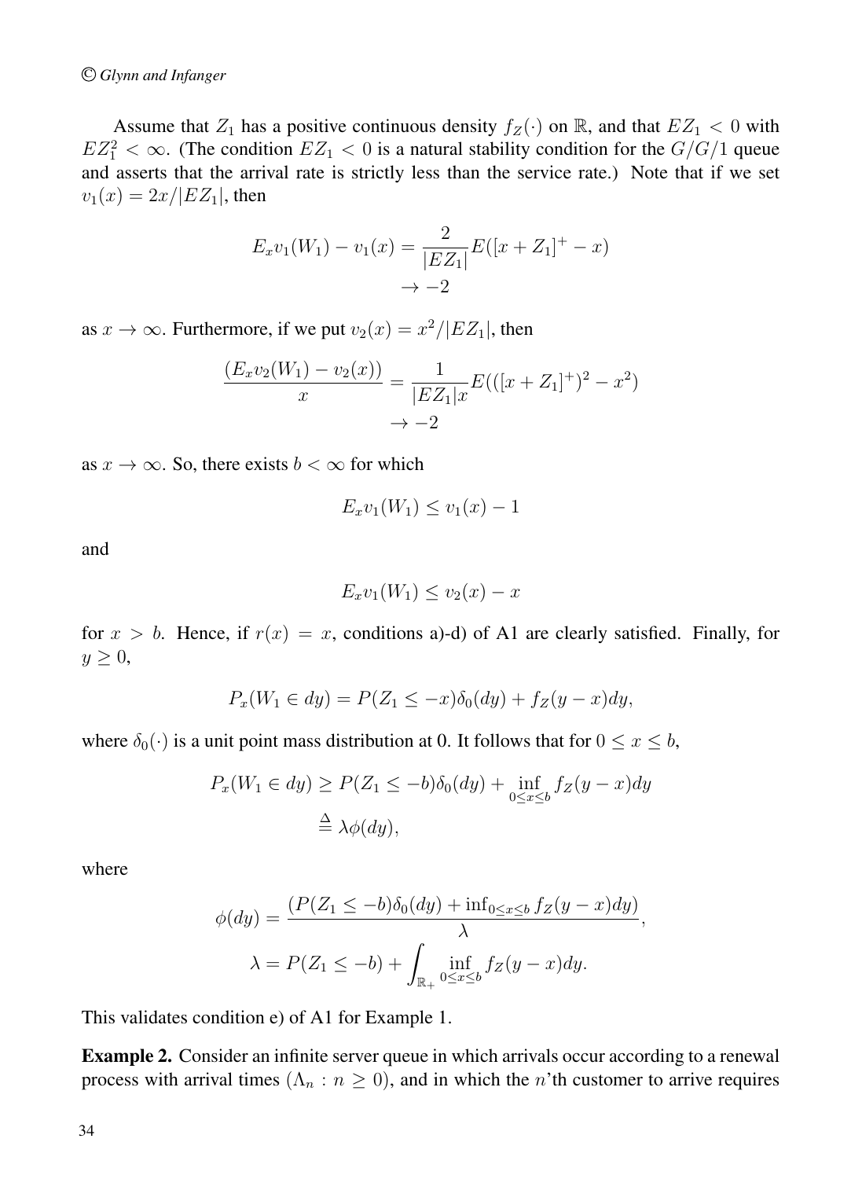Assume that $Z_1$ has a positive continuous density $f_Z(\cdot)$ on $\mathbb{R}$, and that $EZ_1 < 0$ with $EZ_1^2 < \infty$. (The condition $EZ_1 < 0$ is a natural stability condition for the $G/G/1$ queue and asserts that the arrival rate is strictly less than the service rate.) Note that if we set $v_1(x) = 2x/|EZ_1|$, then

$$
\begin{aligned}
E_x v_1(W_1) - v_1(x) &= \frac{2}{|EZ_1|} E([x + Z_1]^+ - x) \\
&\to -2
\end{aligned}
$$

as $x \to \infty$. Furthermore, if we put $v_2(x) = x^2/|EZ_1|$, then

$$
\begin{aligned}
\frac{(E_x v_2(W_1) - v_2(x))}{x} &= \frac{1}{|EZ_1| x} E(([x + Z_1]^+)^2 - x^2) \\
&\to -2
\end{aligned}
$$

as $x \to \infty$. So, there exists $b < \infty$ for which

$$
E_x v_1(W_1) \leq v_1(x) - 1
$$

and

$$
E_x v_1(W_1) \leq v_2(x) - x
$$

for $x > b$. Hence, if $r(x) = x$, conditions a)-d) of A1 are clearly satisfied. Finally, for $y \geq 0$,

$$
P_x(W_1 \in dy) = P(Z_1 \leq -x)\delta_0(dy) + f_Z(y - x)dy,
$$

where $\delta_0(\cdot)$ is a unit point mass distribution at 0. It follows that for $0 \leq x \leq b$,

$$
\begin{aligned}
P_x(W_1 \in dy) &\geq P(Z_1 \leq -b)\delta_0(dy) + \inf_{0 \leq x \leq b} f_Z(y - x)dy \\
&\triangleq \lambda \phi(dy),
\end{aligned}
$$

where

$$
\begin{aligned}
\phi(dy) &= \frac{(P(Z_1 \leq -b)\delta_0(dy) + \inf_{0 \leq x \leq b} f_Z(y - x)dy)}{\lambda}, \\
\lambda &= P(Z_1 \leq -b) + \int_{\mathbb{R}_+} \inf_{0 \leq x \leq b} f_Z(y - x)dy.
\end{aligned}
$$

This validates condition e) of A1 for Example 1.

**Example 2.** Consider an infinite server queue in which arrivals occur according to a renewal process with arrival times $(\Lambda_n : n \geq 0)$, and in which the $n$'th customer to arrive requires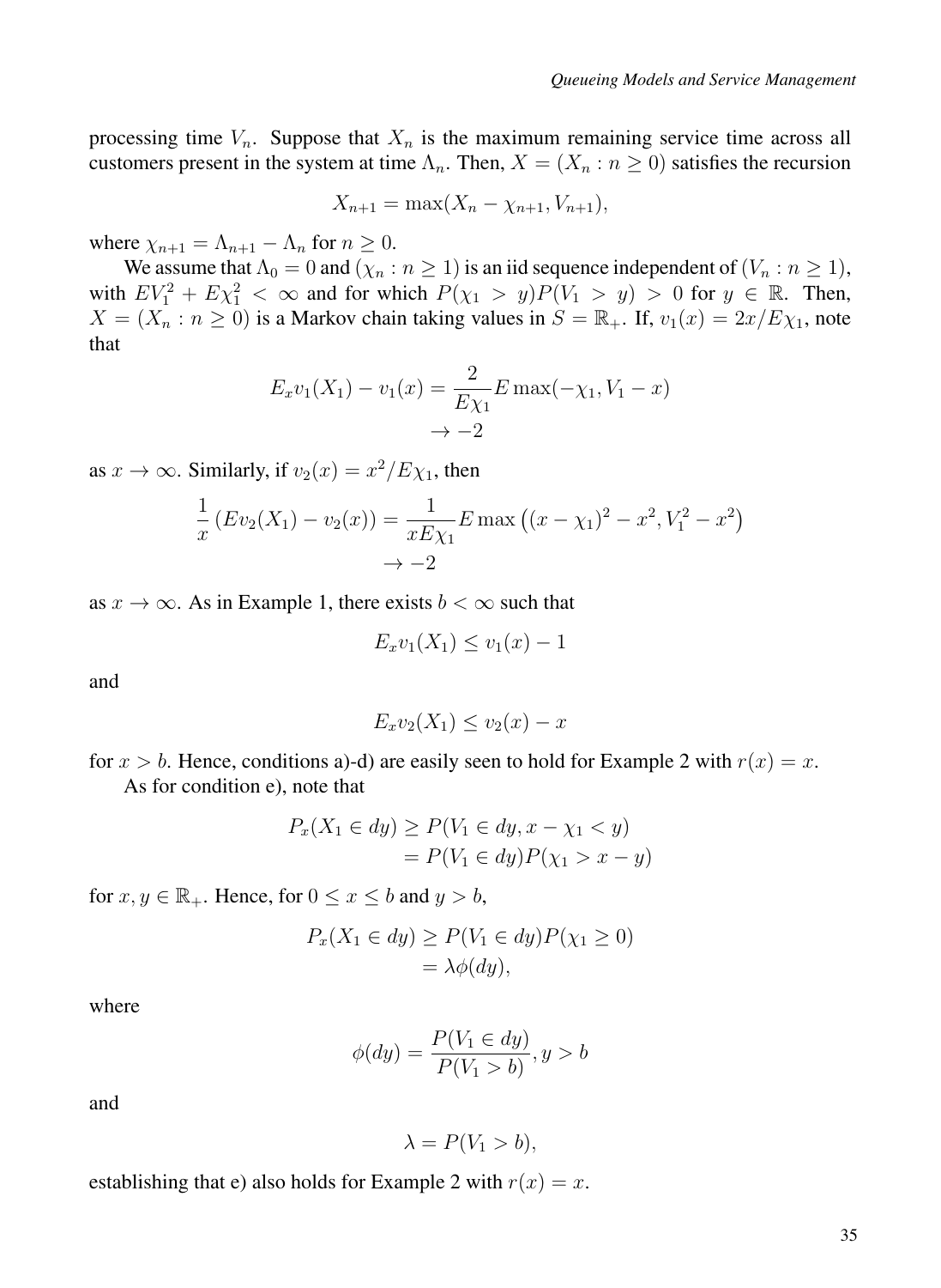processing time $V_n$. Suppose that $X_n$ is the maximum remaining service time across all customers present in the system at time $\Lambda_n$. Then, $X = (X_n : n \geq 0)$ satisfies the recursion

$$X_{n+1} = \max(X_n - \chi_{n+1}, V_{n+1}),$$

where $\chi_{n+1} = \Lambda_{n+1} - \Lambda_n$ for $n \geq 0$.

We assume that $\Lambda_0 = 0$ and $(\chi_n : n \geq 1)$ is an iid sequence independent of $(V_n : n \geq 1)$, with $EV_1^2 + E\chi_1^2 < \infty$ and for which $P(\chi_1 > y)P(V_1 > y) > 0$ for $y \in \mathbb{R}$. Then, $X = (X_n : n \geq 0)$ is a Markov chain taking values in $S = \mathbb{R}_+$. If, $v_1(x) = 2x/E\chi_1$, note that

$$\begin{aligned} E_x v_1(X_1) - v_1(x) &= \frac{2}{E\chi_1} E \max(-\chi_1, V_1 - x) \\ &\to -2 \end{aligned}$$

as $x \to \infty$. Similarly, if $v_2(x) = x^2/E\chi_1$, then

$$\begin{aligned} \frac{1}{x}\left(Ev_2(X_1) - v_2(x)\right) &= \frac{1}{xE\chi_1} E \max\left((x-\chi_1)^2 - x^2, V_1^2 - x^2\right) \\ &\to -2 \end{aligned}$$

as $x \to \infty$. As in Example 1, there exists $b < \infty$ such that

$$E_x v_1(X_1) \leq v_1(x) - 1$$

and

$$E_x v_2(X_1) \leq v_2(x) - x$$

for $x > b$. Hence, conditions a)-d) are easily seen to hold for Example 2 with $r(x) = x$.

As for condition e), note that

$$\begin{aligned} P_x(X_1 \in dy) &\geq P(V_1 \in dy, x - \chi_1 < y) \\ &= P(V_1 \in dy) P(\chi_1 > x - y) \end{aligned}$$

for $x, y \in \mathbb{R}_+$. Hence, for $0 \leq x \leq b$ and $y > b$,

$$\begin{aligned} P_x(X_1 \in dy) &\geq P(V_1 \in dy) P(\chi_1 \geq 0) \\ &= \lambda \phi(dy), \end{aligned}$$

where

$$\phi(dy) = \frac{P(V_1 \in dy)}{P(V_1 > b)}, y > b$$

and

$$\lambda = P(V_1 > b),$$

establishing that e) also holds for Example 2 with $r(x) = x$.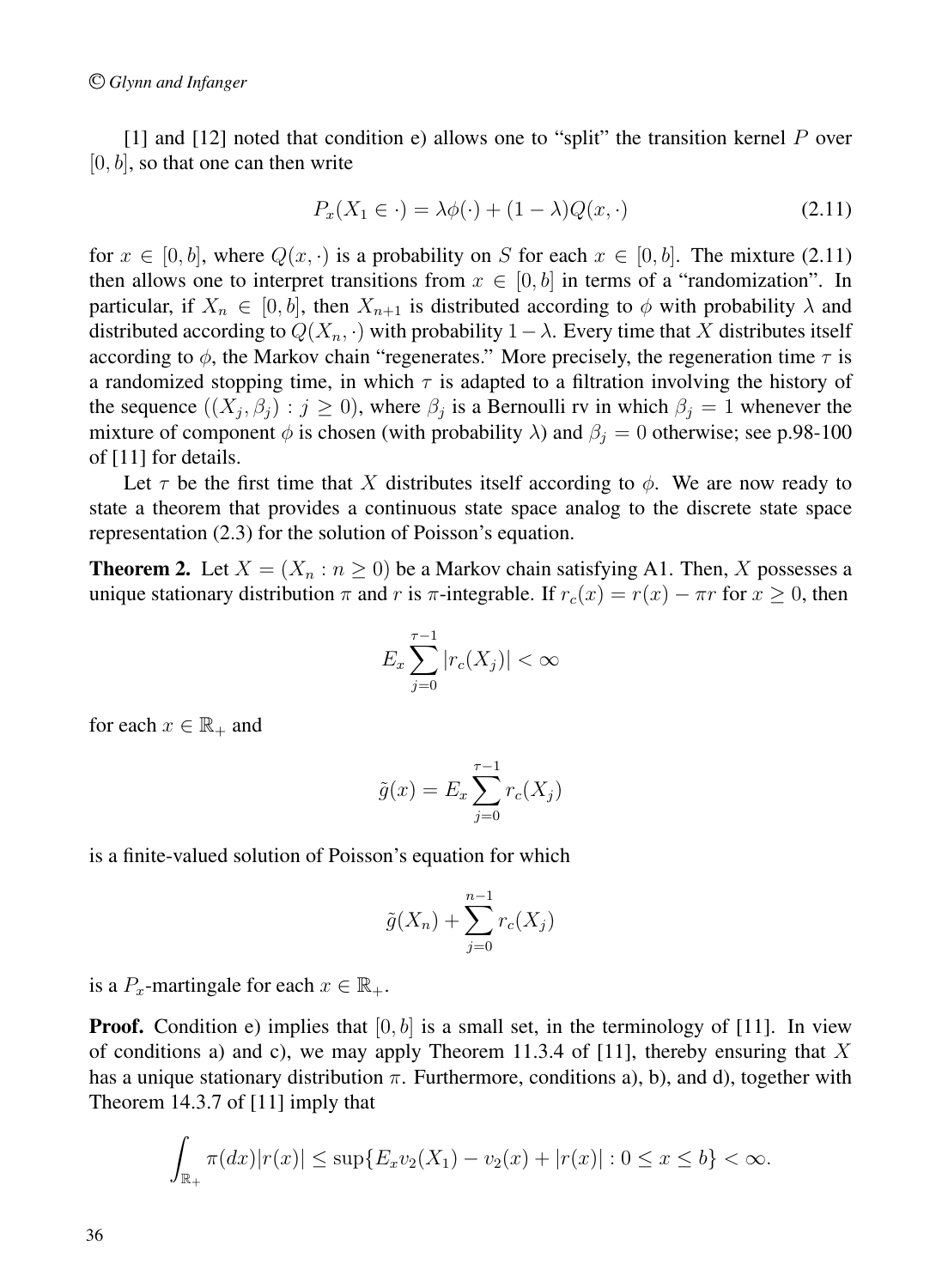[1] and [12] noted that condition e) allows one to "split" the transition kernel $P$ over $[0, b]$, so that one can then write

$$P_x(X_1 \in \cdot) = \lambda\phi(\cdot) + (1 - \lambda)Q(x, \cdot) \tag{2.11}$$

for $x \in [0, b]$, where $Q(x, \cdot)$ is a probability on $S$ for each $x \in [0, b]$. The mixture (2.11) then allows one to interpret transitions from $x \in [0, b]$ in terms of a "randomization". In particular, if $X_n \in [0, b]$, then $X_{n+1}$ is distributed according to $\phi$ with probability $\lambda$ and distributed according to $Q(X_n, \cdot)$ with probability $1 - \lambda$. Every time that $X$ distributes itself according to $\phi$, the Markov chain "regenerates." More precisely, the regeneration time $\tau$ is a randomized stopping time, in which $\tau$ is adapted to a filtration involving the history of the sequence $((X_j, \beta_j) : j \geq 0)$, where $\beta_j$ is a Bernoulli rv in which $\beta_j = 1$ whenever the mixture of component $\phi$ is chosen (with probability $\lambda$) and $\beta_j = 0$ otherwise; see p.98-100 of [11] for details.

Let $\tau$ be the first time that $X$ distributes itself according to $\phi$. We are now ready to state a theorem that provides a continuous state space analog to the discrete state space representation (2.3) for the solution of Poisson's equation.

**Theorem 2.** Let $X = (X_n : n \geq 0)$ be a Markov chain satisfying A1. Then, $X$ possesses a unique stationary distribution $\pi$ and $r$ is $\pi$-integrable. If $r_c(x) = r(x) - \pi r$ for $x \geq 0$, then

$$E_x \sum_{j=0}^{\tau-1} |r_c(X_j)| < \infty$$

for each $x \in \mathbb{R}_+$ and

$$\tilde{g}(x) = E_x \sum_{j=0}^{\tau-1} r_c(X_j)$$

is a finite-valued solution of Poisson's equation for which

$$\tilde{g}(X_n) + \sum_{j=0}^{n-1} r_c(X_j)$$

is a $P_x$-martingale for each $x \in \mathbb{R}_+$.

**Proof.** Condition e) implies that $[0, b]$ is a small set, in the terminology of [11]. In view of conditions a) and c), we may apply Theorem 11.3.4 of [11], thereby ensuring that $X$ has a unique stationary distribution $\pi$. Furthermore, conditions a), b), and d), together with Theorem 14.3.7 of [11] imply that

$$\int_{\mathbb{R}_+} \pi(dx)|r(x)| \leq \sup\{E_x v_2(X_1) - v_2(x) + |r(x)| : 0 \leq x \leq b\} < \infty.$$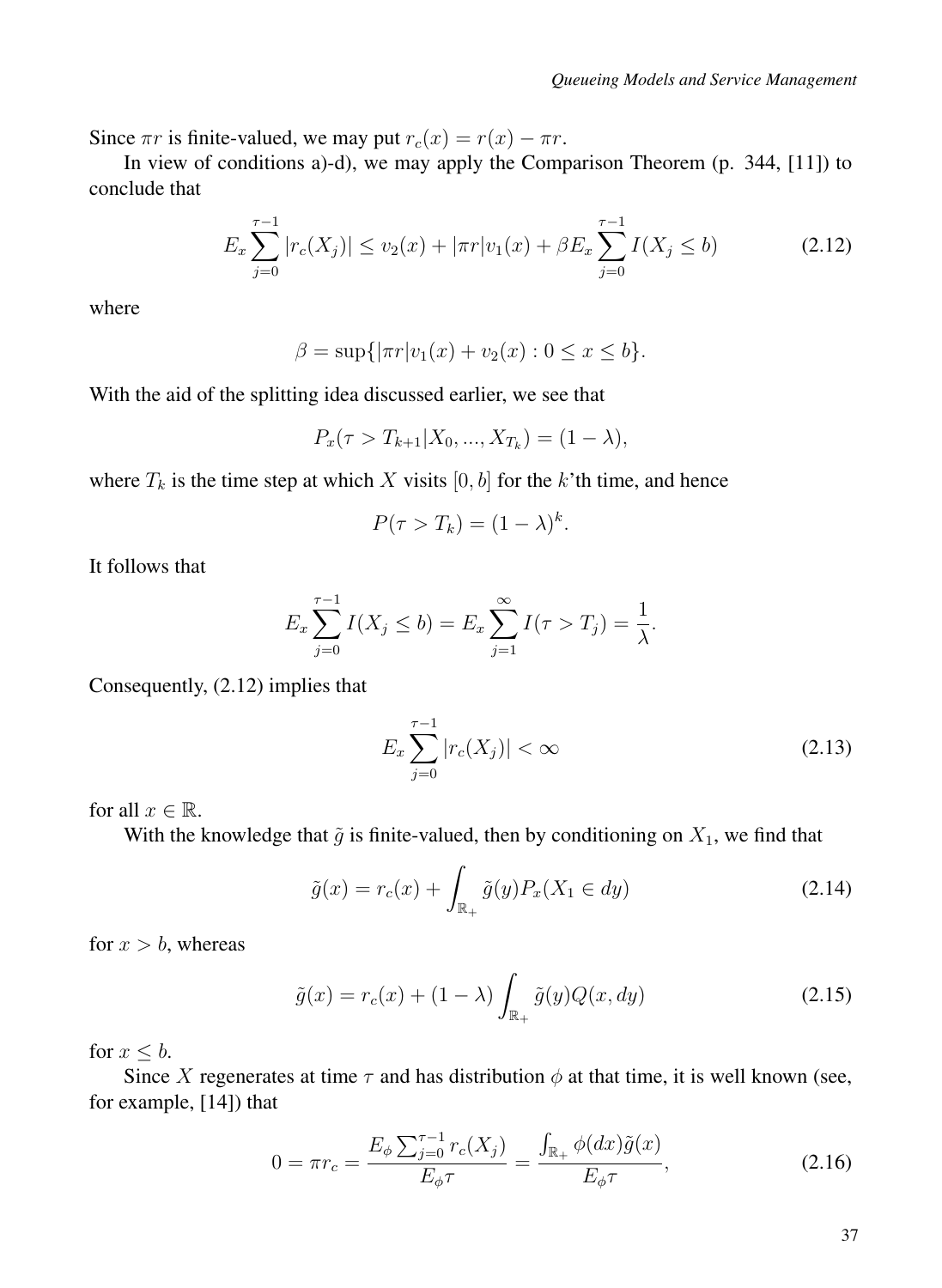Since $\pi r$ is finite-valued, we may put $r_c(x) = r(x) - \pi r$.

In view of conditions a)-d), we may apply the Comparison Theorem (p. 344, [11]) to conclude that

$$E_x \sum_{j=0}^{\tau-1} |r_c(X_j)| \leq v_2(x) + |\pi r| v_1(x) + \beta E_x \sum_{j=0}^{\tau-1} I(X_j \leq b) \tag{2.12}$$

where

$$\beta = \sup\{|\pi r| v_1(x) + v_2(x) : 0 \leq x \leq b\}.$$

With the aid of the splitting idea discussed earlier, we see that

$$P_x(\tau > T_{k+1} | X_0, ..., X_{T_k}) = (1 - \lambda),$$

where $T_k$ is the time step at which $X$ visits $[0, b]$ for the $k$'th time, and hence

$$P(\tau > T_k) = (1 - \lambda)^k.$$

It follows that

$$E_x \sum_{j=0}^{\tau-1} I(X_j \leq b) = E_x \sum_{j=1}^{\infty} I(\tau > T_j) = \frac{1}{\lambda}.$$

Consequently, (2.12) implies that

$$E_x \sum_{j=0}^{\tau-1} |r_c(X_j)| < \infty \tag{2.13}$$

for all $x \in \mathbb{R}$.

With the knowledge that $\tilde{g}$ is finite-valued, then by conditioning on $X_1$, we find that

$$\tilde{g}(x) = r_c(x) + \int_{\mathbb{R}_+} \tilde{g}(y) P_x(X_1 \in dy) \tag{2.14}$$

for $x > b$, whereas

$$\tilde{g}(x) = r_c(x) + (1 - \lambda) \int_{\mathbb{R}_+} \tilde{g}(y) Q(x, dy) \tag{2.15}$$

for $x \leq b$.

Since $X$ regenerates at time $\tau$ and has distribution $\phi$ at that time, it is well known (see, for example, [14]) that

$$0 = \pi r_c = \frac{E_\phi \sum_{j=0}^{\tau-1} r_c(X_j)}{E_\phi \tau} = \frac{\int_{\mathbb{R}_+} \phi(dx) \tilde{g}(x)}{E_\phi \tau}, \tag{2.16}$$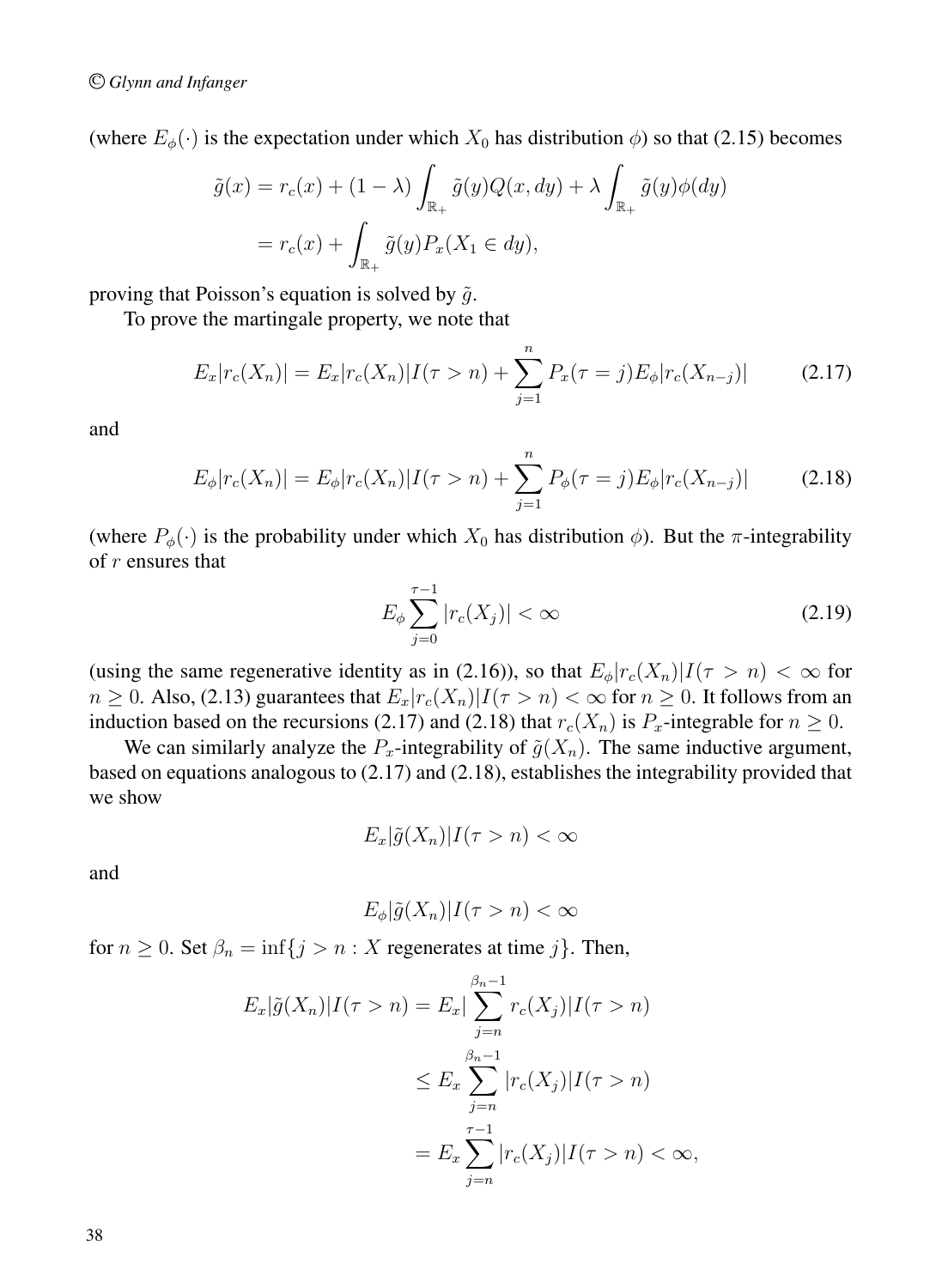(where $E_\phi(\cdot)$ is the expectation under which $X_0$ has distribution $\phi$) so that (2.15) becomes

$$
\begin{aligned}
\tilde{g}(x) &= r_c(x) + (1-\lambda)\int_{\mathbb{R}_+} \tilde{g}(y) Q(x, dy) + \lambda \int_{\mathbb{R}_+} \tilde{g}(y)\phi(dy) \\
&= r_c(x) + \int_{\mathbb{R}_+} \tilde{g}(y) P_x(X_1 \in dy),
\end{aligned}
$$

proving that Poisson's equation is solved by $\tilde{g}$.

To prove the martingale property, we note that

$$
E_x|r_c(X_n)| = E_x|r_c(X_n)|I(\tau > n) + \sum_{j=1}^{n} P_x(\tau = j) E_\phi |r_c(X_{n-j})| \tag{2.17}
$$

and

$$
E_\phi|r_c(X_n)| = E_\phi|r_c(X_n)|I(\tau > n) + \sum_{j=1}^{n} P_\phi(\tau = j) E_\phi |r_c(X_{n-j})| \tag{2.18}
$$

(where $P_\phi(\cdot)$ is the probability under which $X_0$ has distribution $\phi$). But the $\pi$-integrability of $r$ ensures that

$$
E_\phi \sum_{j=0}^{\tau-1} |r_c(X_j)| < \infty \tag{2.19}
$$

(using the same regenerative identity as in (2.16)), so that $E_\phi|r_c(X_n)|I(\tau > n) < \infty$ for $n \geq 0$. Also, (2.13) guarantees that $E_x|r_c(X_n)|I(\tau > n) < \infty$ for $n \geq 0$. It follows from an induction based on the recursions (2.17) and (2.18) that $r_c(X_n)$ is $P_x$-integrable for $n \geq 0$.

We can similarly analyze the $P_x$-integrability of $\tilde{g}(X_n)$. The same inductive argument, based on equations analogous to (2.17) and (2.18), establishes the integrability provided that we show

$$
E_x|\tilde{g}(X_n)|I(\tau > n) < \infty
$$

and

$$
E_\phi|\tilde{g}(X_n)|I(\tau > n) < \infty
$$

for $n \geq 0$. Set $\beta_n = \inf\{j > n : X \text{ regenerates at time } j\}$. Then,

$$
\begin{aligned}
E_x|\tilde{g}(X_n)|I(\tau > n) &= E_x\left|\sum_{j=n}^{\beta_n - 1} r_c(X_j)\right| I(\tau > n) \\
&\leq E_x \sum_{j=n}^{\beta_n - 1} |r_c(X_j)| I(\tau > n) \\
&= E_x \sum_{j=n}^{\tau - 1} |r_c(X_j)| I(\tau > n) < \infty,
\end{aligned}
$$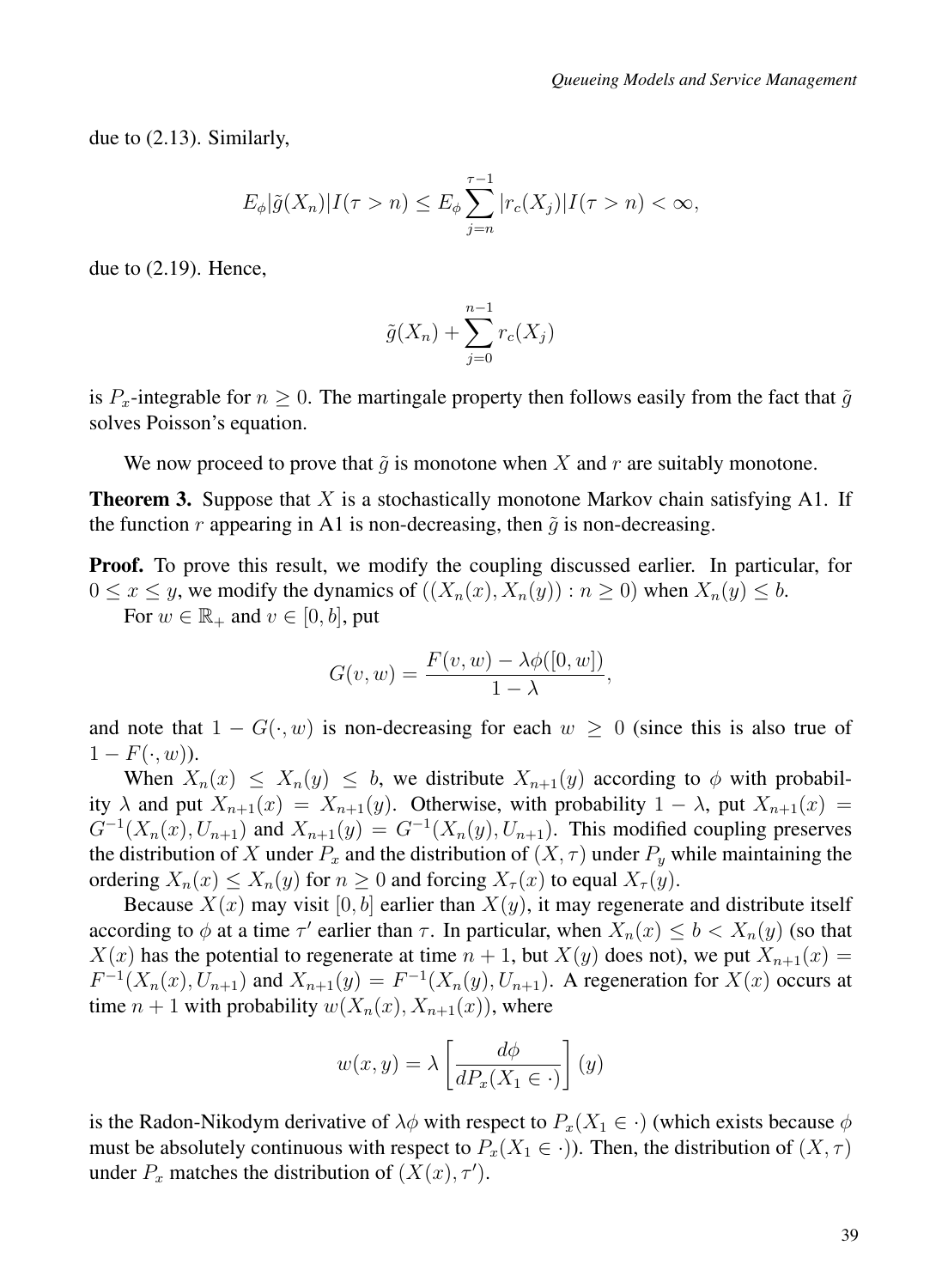due to (2.13). Similarly,

$$E_\phi|\tilde{g}(X_n)|I(\tau > n) \leq E_\phi \sum_{j=n}^{\tau-1} |r_c(X_j)|I(\tau > n) < \infty,$$

due to (2.19). Hence,

$$\tilde{g}(X_n) + \sum_{j=0}^{n-1} r_c(X_j)$$

is $P_x$-integrable for $n \geq 0$. The martingale property then follows easily from the fact that $\tilde{g}$ solves Poisson's equation.

We now proceed to prove that $\tilde{g}$ is monotone when $X$ and $r$ are suitably monotone.

**Theorem 3.** Suppose that $X$ is a stochastically monotone Markov chain satisfying A1. If the function $r$ appearing in A1 is non-decreasing, then $\tilde{g}$ is non-decreasing.

**Proof.** To prove this result, we modify the coupling discussed earlier. In particular, for $0 \leq x \leq y$, we modify the dynamics of $((X_n(x), X_n(y)) : n \geq 0)$ when $X_n(y) \leq b$.

For $w \in \mathbb{R}_+$ and $v \in [0, b]$, put

$$G(v, w) = \frac{F(v, w) - \lambda\phi([0, w])}{1 - \lambda},$$

and note that $1 - G(\cdot, w)$ is non-decreasing for each $w \geq 0$ (since this is also true of $1 - F(\cdot, w)$).

When $X_n(x) \leq X_n(y) \leq b$, we distribute $X_{n+1}(y)$ according to $\phi$ with probability $\lambda$ and put $X_{n+1}(x) = X_{n+1}(y)$. Otherwise, with probability $1 - \lambda$, put $X_{n+1}(x) = G^{-1}(X_n(x), U_{n+1})$ and $X_{n+1}(y) = G^{-1}(X_n(y), U_{n+1})$. This modified coupling preserves the distribution of $X$ under $P_x$ and the distribution of $(X, \tau)$ under $P_y$ while maintaining the ordering $X_n(x) \leq X_n(y)$ for $n \geq 0$ and forcing $X_\tau(x)$ to equal $X_\tau(y)$.

Because $X(x)$ may visit $[0, b]$ earlier than $X(y)$, it may regenerate and distribute itself according to $\phi$ at a time $\tau'$ earlier than $\tau$. In particular, when $X_n(x) \leq b < X_n(y)$ (so that $X(x)$ has the potential to regenerate at time $n+1$, but $X(y)$ does not), we put $X_{n+1}(x) = F^{-1}(X_n(x), U_{n+1})$ and $X_{n+1}(y) = F^{-1}(X_n(y), U_{n+1})$. A regeneration for $X(x)$ occurs at time $n + 1$ with probability $w(X_n(x), X_{n+1}(x))$, where

$$w(x, y) = \lambda \left[\frac{d\phi}{dP_x(X_1 \in \cdot)}\right](y)$$

is the Radon-Nikodym derivative of $\lambda\phi$ with respect to $P_x(X_1 \in \cdot)$ (which exists because $\phi$ must be absolutely continuous with respect to $P_x(X_1 \in \cdot)$). Then, the distribution of $(X, \tau)$ under $P_x$ matches the distribution of $(X(x), \tau')$.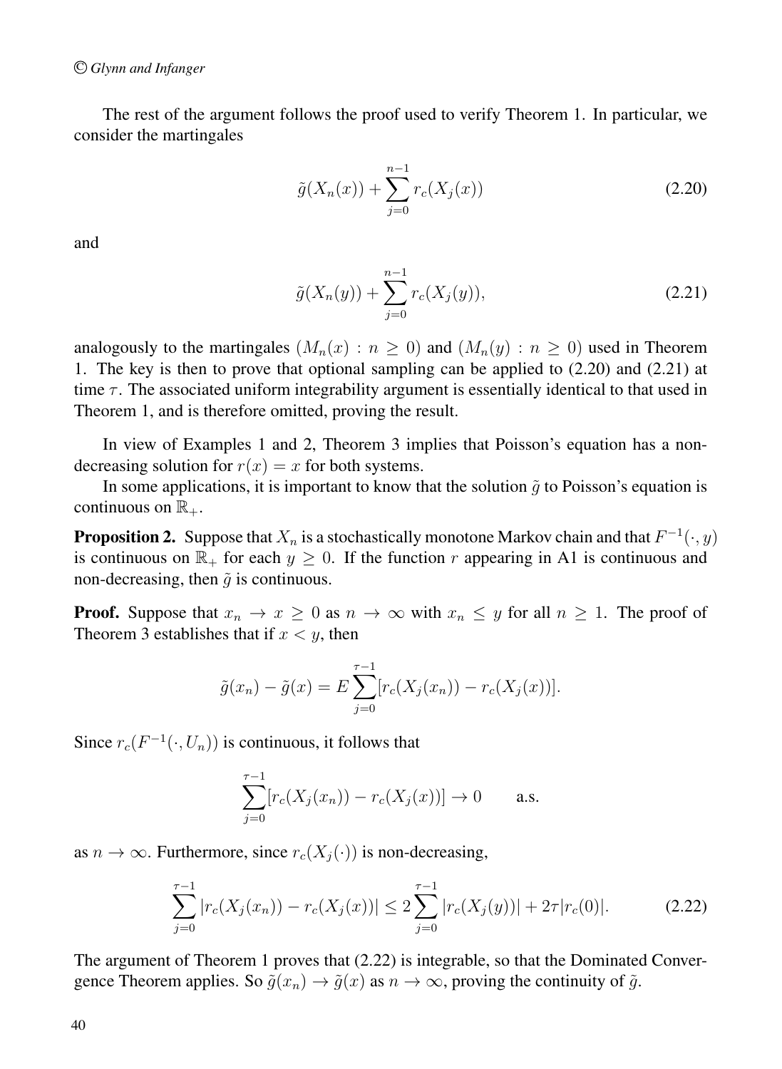The rest of the argument follows the proof used to verify Theorem 1. In particular, we consider the martingales

$$\tilde{g}(X_n(x)) + \sum_{j=0}^{n-1} r_c(X_j(x)) \tag{2.20}$$

and

$$\tilde{g}(X_n(y)) + \sum_{j=0}^{n-1} r_c(X_j(y)), \tag{2.21}$$

analogously to the martingales $(M_n(x) : n \geq 0)$ and $(M_n(y) : n \geq 0)$ used in Theorem 1. The key is then to prove that optional sampling can be applied to (2.20) and (2.21) at time $\tau$. The associated uniform integrability argument is essentially identical to that used in Theorem 1, and is therefore omitted, proving the result.

In view of Examples 1 and 2, Theorem 3 implies that Poisson's equation has a non-decreasing solution for $r(x) = x$ for both systems.

In some applications, it is important to know that the solution $\tilde{g}$ to Poisson's equation is continuous on $\mathbb{R}_+$.

**Proposition 2.** Suppose that $X_n$ is a stochastically monotone Markov chain and that $F^{-1}(\cdot, y)$ is continuous on $\mathbb{R}_+$ for each $y \geq 0$. If the function $r$ appearing in A1 is continuous and non-decreasing, then $\tilde{g}$ is continuous.

**Proof.** Suppose that $x_n \to x \geq 0$ as $n \to \infty$ with $x_n \leq y$ for all $n \geq 1$. The proof of Theorem 3 establishes that if $x < y$, then

$$\tilde{g}(x_n) - \tilde{g}(x) = E \sum_{j=0}^{\tau-1} [r_c(X_j(x_n)) - r_c(X_j(x))].$$

Since $r_c(F^{-1}(\cdot, U_n))$ is continuous, it follows that

$$\sum_{j=0}^{\tau-1} [r_c(X_j(x_n)) - r_c(X_j(x))] \to 0 \qquad \text{a.s.}$$

as $n \to \infty$. Furthermore, since $r_c(X_j(\cdot))$ is non-decreasing,

$$\sum_{j=0}^{\tau-1} |r_c(X_j(x_n)) - r_c(X_j(x))| \leq 2 \sum_{j=0}^{\tau-1} |r_c(X_j(y))| + 2\tau |r_c(0)|. \tag{2.22}$$

The argument of Theorem 1 proves that (2.22) is integrable, so that the Dominated Convergence Theorem applies. So $\tilde{g}(x_n) \to \tilde{g}(x)$ as $n \to \infty$, proving the continuity of $\tilde{g}$.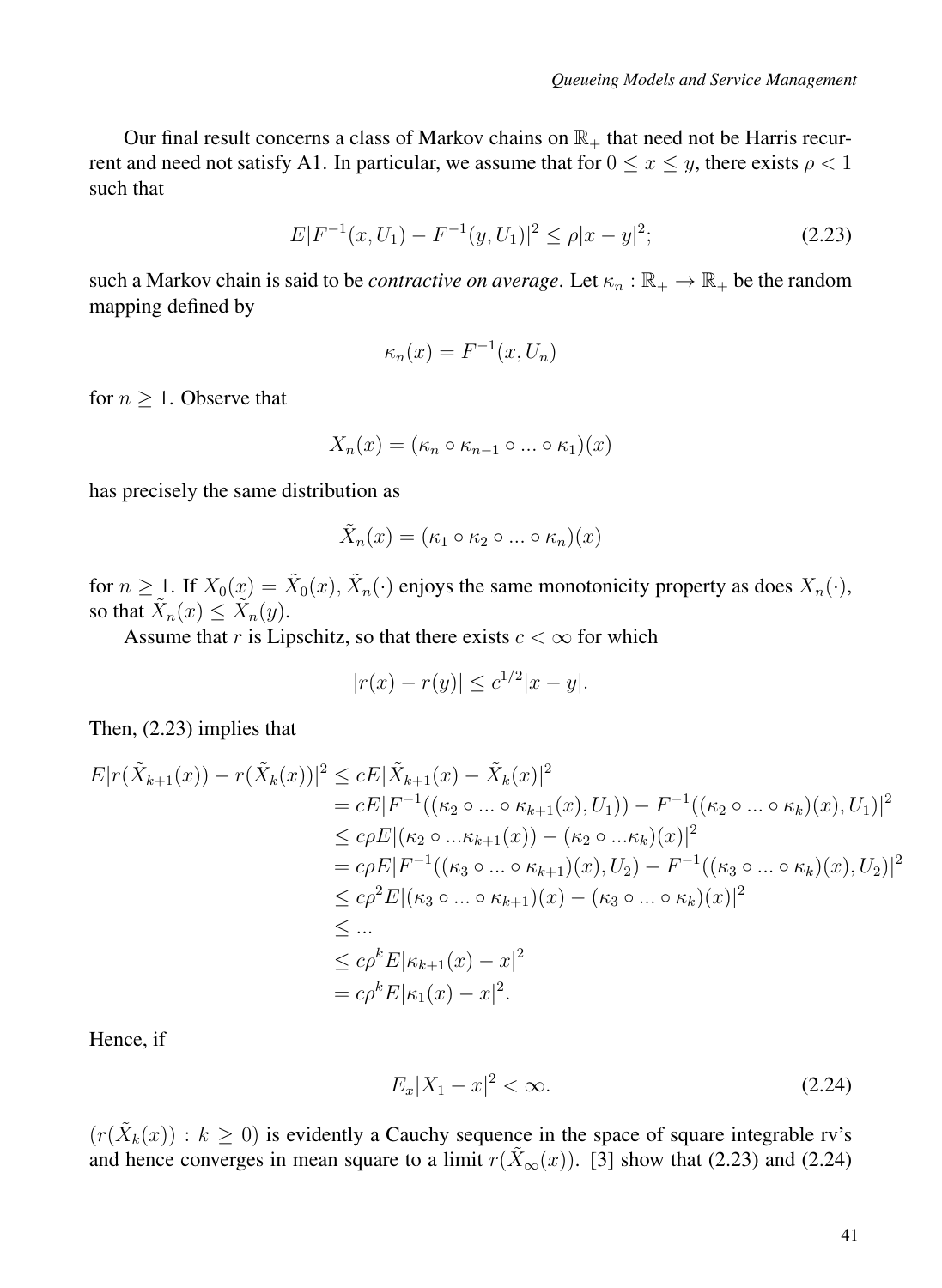Our final result concerns a class of Markov chains on $\mathbb{R}_+$ that need not be Harris recurrent and need not satisfy A1. In particular, we assume that for $0 \leq x \leq y$, there exists $\rho < 1$ such that

$$E|F^{-1}(x, U_1) - F^{-1}(y, U_1)|^2 \leq \rho|x - y|^2; \tag{2.23}$$

such a Markov chain is said to be *contractive on average*. Let $\kappa_n : \mathbb{R}_+ \to \mathbb{R}_+$ be the random mapping defined by

$$\kappa_n(x) = F^{-1}(x, U_n)$$

for $n \geq 1$. Observe that

$$X_n(x) = (\kappa_n \circ \kappa_{n-1} \circ ... \circ \kappa_1)(x)$$

has precisely the same distribution as

$$\tilde{X}_n(x) = (\kappa_1 \circ \kappa_2 \circ ... \circ \kappa_n)(x)$$

for $n \geq 1$. If $X_0(x) = \tilde{X}_0(x)$, $\tilde{X}_n(\cdot)$ enjoys the same monotonicity property as does $X_n(\cdot)$, so that $\tilde{X}_n(x) \leq \tilde{X}_n(y)$.

Assume that $r$ is Lipschitz, so that there exists $c < \infty$ for which

$$|r(x) - r(y)| \leq c^{1/2}|x - y|.$$

Then, (2.23) implies that

$$\begin{aligned}
E|r(\tilde{X}_{k+1}(x)) - r(\tilde{X}_k(x))|^2 &\leq cE|\tilde{X}_{k+1}(x) - \tilde{X}_k(x)|^2 \\
&= cE|F^{-1}((\kappa_2 \circ ... \circ \kappa_{k+1}(x), U_1)) - F^{-1}((\kappa_2 \circ ... \circ \kappa_k)(x), U_1)|^2 \\
&\leq c\rho E|(\kappa_2 \circ ... \kappa_{k+1}(x)) - (\kappa_2 \circ ... \kappa_k)(x)|^2 \\
&= c\rho E|F^{-1}((\kappa_3 \circ ... \circ \kappa_{k+1})(x), U_2) - F^{-1}((\kappa_3 \circ ... \circ \kappa_k)(x), U_2)|^2 \\
&\leq c\rho^2 E|(\kappa_3 \circ ... \circ \kappa_{k+1})(x) - (\kappa_3 \circ ... \circ \kappa_k)(x)|^2 \\
&\leq ... \\
&\leq c\rho^k E|\kappa_{k+1}(x) - x|^2 \\
&= c\rho^k E|\kappa_1(x) - x|^2.
\end{aligned}$$

Hence, if

$$E_x|X_1 - x|^2 < \infty. \tag{2.24}$$

$(r(\tilde{X}_k(x)) : k \geq 0)$ is evidently a Cauchy sequence in the space of square integrable rv's and hence converges in mean square to a limit $r(\tilde{X}_\infty(x))$. [3] show that (2.23) and (2.24)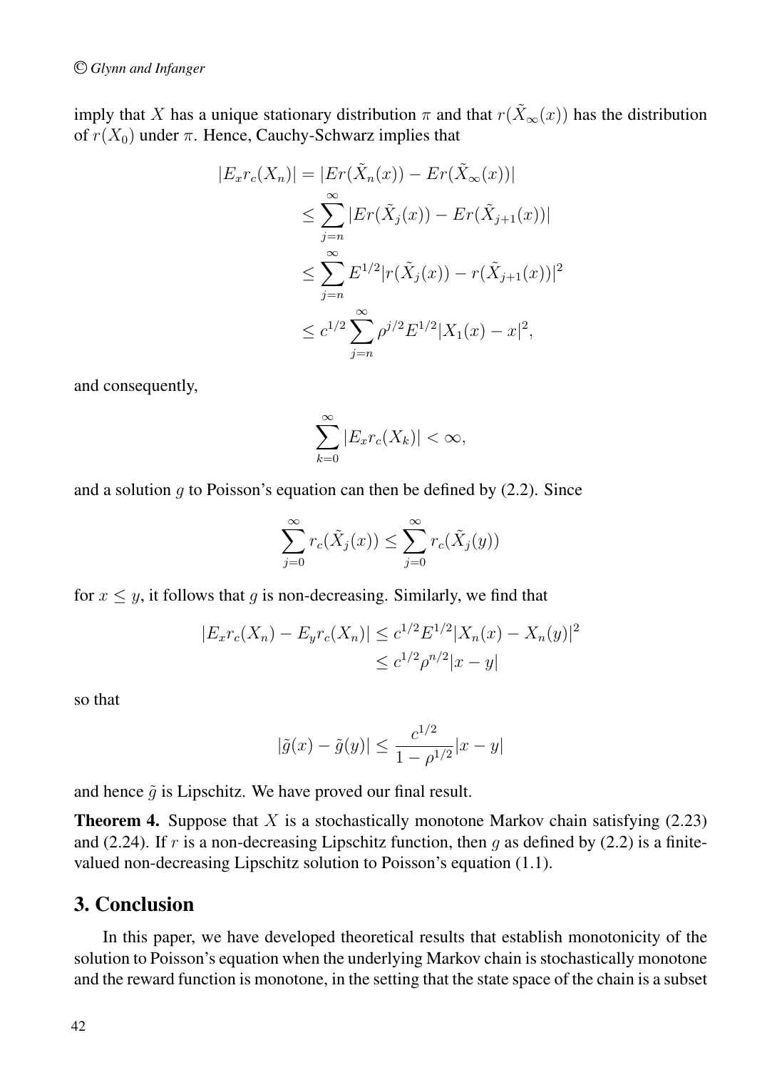imply that $X$ has a unique stationary distribution $\pi$ and that $r(\tilde{X}_\infty(x))$ has the distribution of $r(X_0)$ under $\pi$. Hence, Cauchy-Schwarz implies that

$$
\begin{aligned}
|E_x r_c(X_n)| &= |Er(\tilde{X}_n(x)) - Er(\tilde{X}_\infty(x))| \\
&\leq \sum_{j=n}^{\infty} |Er(\tilde{X}_j(x)) - Er(\tilde{X}_{j+1}(x))| \\
&\leq \sum_{j=n}^{\infty} E^{1/2}|r(\tilde{X}_j(x)) - r(\tilde{X}_{j+1}(x))|^2 \\
&\leq c^{1/2} \sum_{j=n}^{\infty} \rho^{j/2} E^{1/2}|X_1(x) - x|^2,
\end{aligned}
$$

and consequently,

$$
\sum_{k=0}^{\infty} |E_x r_c(X_k)| < \infty,
$$

and a solution $g$ to Poisson's equation can then be defined by (2.2). Since

$$
\sum_{j=0}^{\infty} r_c(\tilde{X}_j(x)) \leq \sum_{j=0}^{\infty} r_c(\tilde{X}_j(y))
$$

for $x \leq y$, it follows that $g$ is non-decreasing. Similarly, we find that

$$
\begin{aligned}
|E_x r_c(X_n) - E_y r_c(X_n)| &\leq c^{1/2} E^{1/2}|X_n(x) - X_n(y)|^2 \\
&\leq c^{1/2} \rho^{n/2} |x - y|
\end{aligned}
$$

so that

$$
|\tilde{g}(x) - \tilde{g}(y)| \leq \frac{c^{1/2}}{1 - \rho^{1/2}} |x - y|
$$

and hence $\tilde{g}$ is Lipschitz. We have proved our final result.

**Theorem 4.** Suppose that $X$ is a stochastically monotone Markov chain satisfying (2.23) and (2.24). If $r$ is a non-decreasing Lipschitz function, then $g$ as defined by (2.2) is a finite-valued non-decreasing Lipschitz solution to Poisson's equation (1.1).

## 3. Conclusion

In this paper, we have developed theoretical results that establish monotonicity of the solution to Poisson's equation when the underlying Markov chain is stochastically monotone and the reward function is monotone, in the setting that the state space of the chain is a subset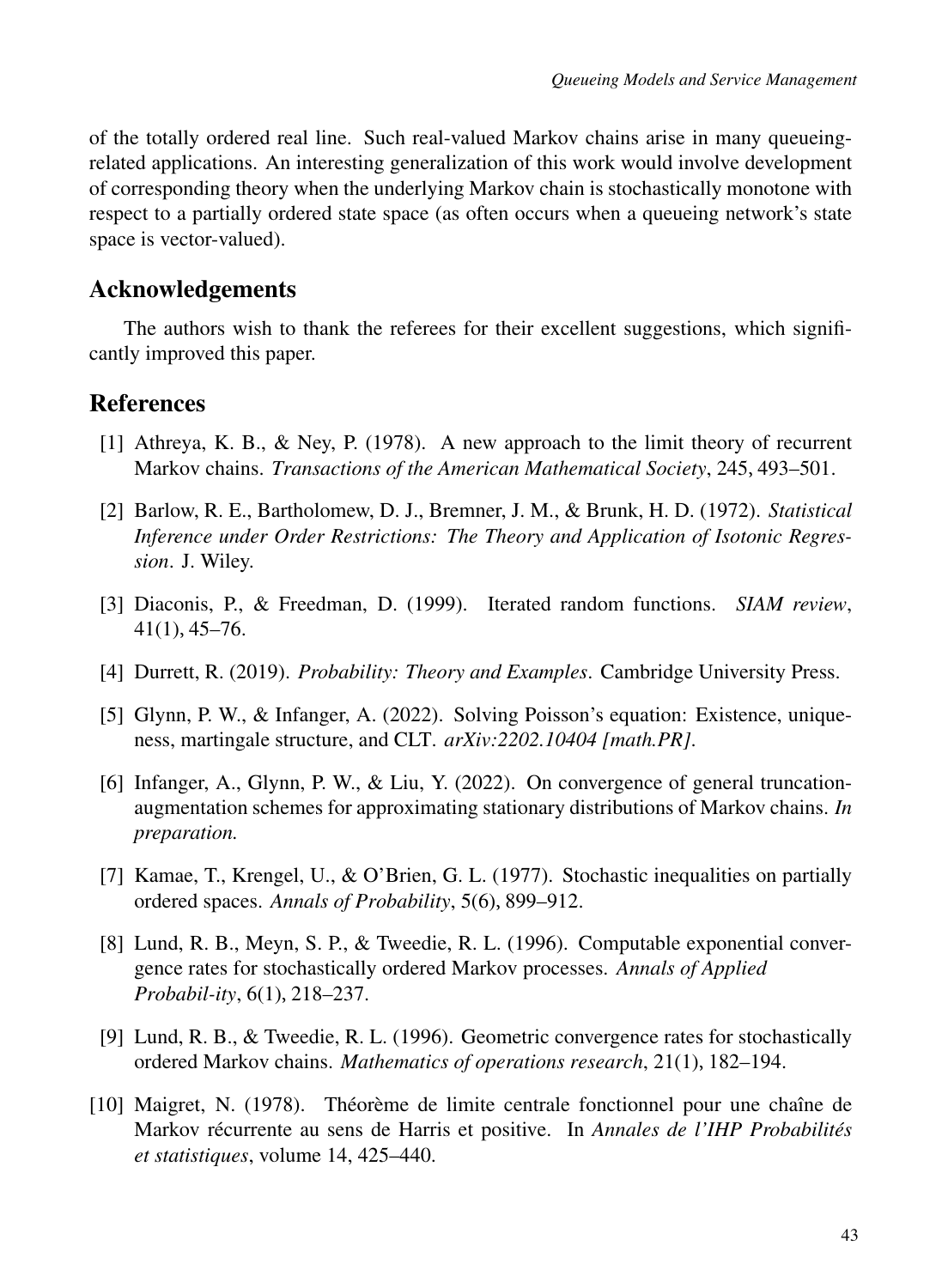of the totally ordered real line. Such real-valued Markov chains arise in many queueing-related applications. An interesting generalization of this work would involve development of corresponding theory when the underlying Markov chain is stochastically monotone with respect to a partially ordered state space (as often occurs when a queueing network's state space is vector-valued).

## Acknowledgements

The authors wish to thank the referees for their excellent suggestions, which significantly improved this paper.

## References

[1] Athreya, K. B., & Ney, P. (1978). A new approach to the limit theory of recurrent Markov chains. *Transactions of the American Mathematical Society*, 245, 493–501.

[2] Barlow, R. E., Bartholomew, D. J., Bremner, J. M., & Brunk, H. D. (1972). *Statistical Inference under Order Restrictions: The Theory and Application of Isotonic Regression*. J. Wiley.

[3] Diaconis, P., & Freedman, D. (1999). Iterated random functions. *SIAM review*, 41(1), 45–76.

[4] Durrett, R. (2019). *Probability: Theory and Examples*. Cambridge University Press.

[5] Glynn, P. W., & Infanger, A. (2022). Solving Poisson's equation: Existence, uniqueness, martingale structure, and CLT. *arXiv:2202.10404 [math.PR]*.

[6] Infanger, A., Glynn, P. W., & Liu, Y. (2022). On convergence of general truncation-augmentation schemes for approximating stationary distributions of Markov chains. *In preparation.*

[7] Kamae, T., Krengel, U., & O'Brien, G. L. (1977). Stochastic inequalities on partially ordered spaces. *Annals of Probability*, 5(6), 899–912.

[8] Lund, R. B., Meyn, S. P., & Tweedie, R. L. (1996). Computable exponential convergence rates for stochastically ordered Markov processes. *Annals of Applied Probabil-ity*, 6(1), 218–237.

[9] Lund, R. B., & Tweedie, R. L. (1996). Geometric convergence rates for stochastically ordered Markov chains. *Mathematics of operations research*, 21(1), 182–194.

[10] Maigret, N. (1978). Théorème de limite centrale fonctionnel pour une chaîne de Markov récurrente au sens de Harris et positive. In *Annales de l'IHP Probabilités et statistiques*, volume 14, 425–440.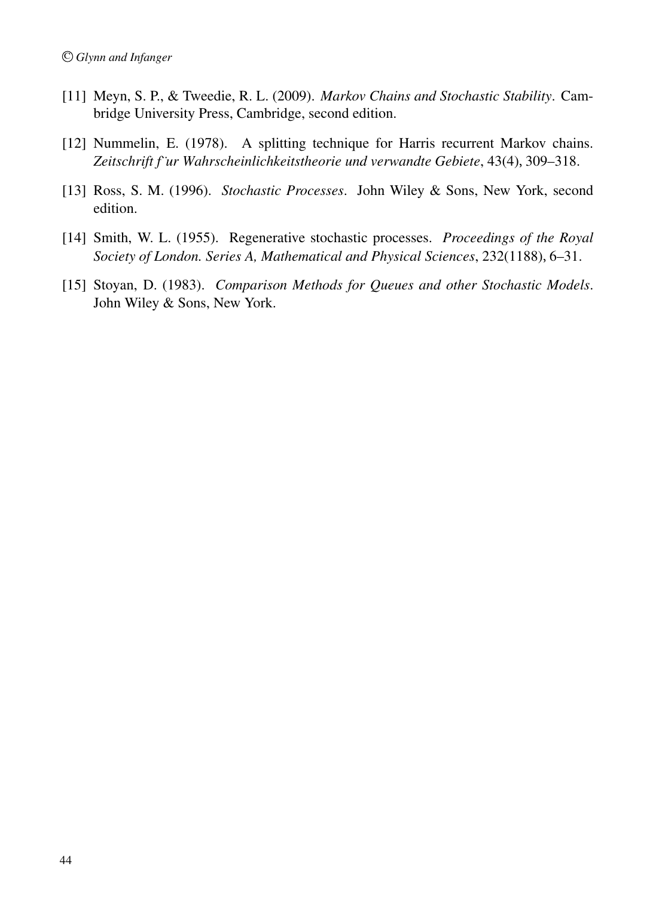[11] Meyn, S. P., & Tweedie, R. L. (2009). *Markov Chains and Stochastic Stability*. Cambridge University Press, Cambridge, second edition.

[12] Nummelin, E. (1978). A splitting technique for Harris recurrent Markov chains. *Zeitschrift f`ur Wahrscheinlichkeitstheorie und verwandte Gebiete*, 43(4), 309–318.

[13] Ross, S. M. (1996). *Stochastic Processes*. John Wiley & Sons, New York, second edition.

[14] Smith, W. L. (1955). Regenerative stochastic processes. *Proceedings of the Royal Society of London. Series A, Mathematical and Physical Sciences*, 232(1188), 6–31.

[15] Stoyan, D. (1983). *Comparison Methods for Queues and other Stochastic Models*. John Wiley & Sons, New York.